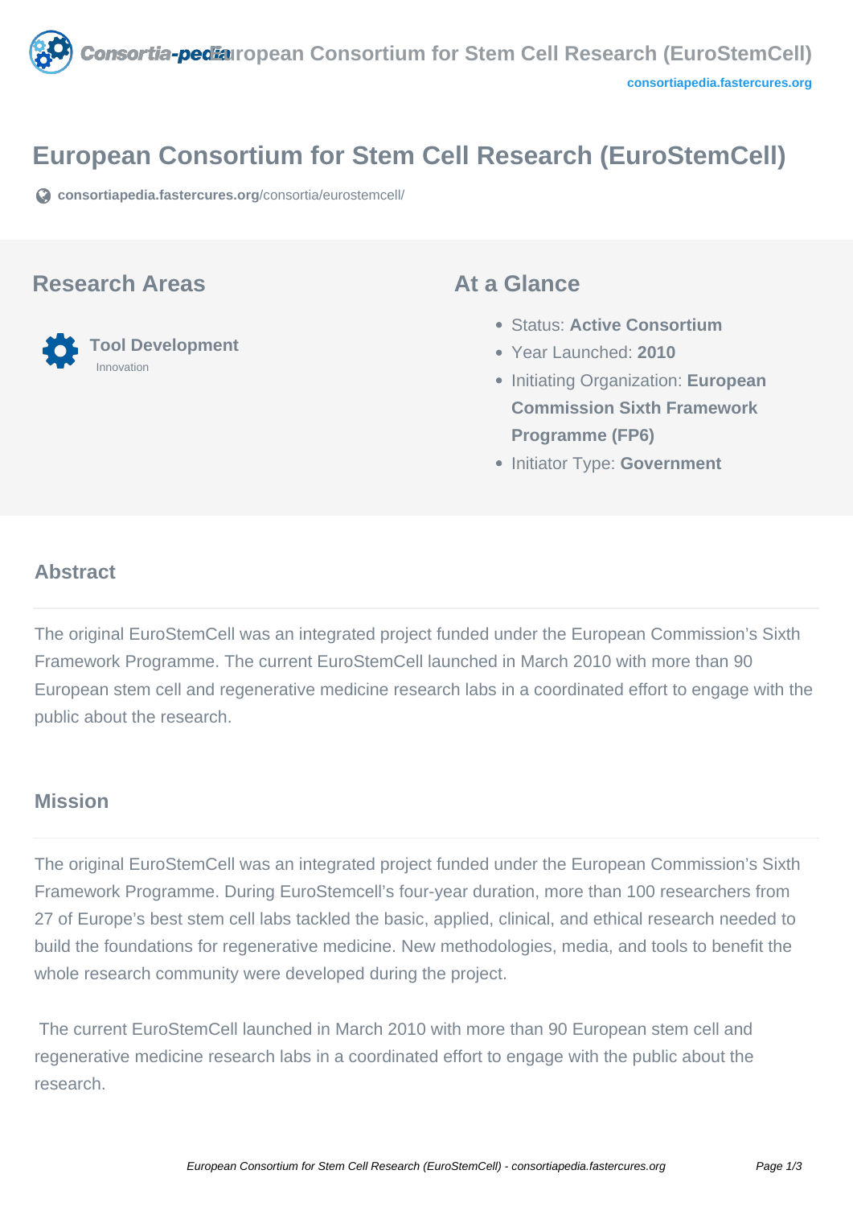# European Consortium for Stem Cell Research (EuroStemCell)

consortiapedia.fastercures.org/consortia/eurostemcell/

## Research Areas

**Tool Development**
Innovation

## At a Glance

- Status: **Active Consortium**
- Year Launched: **2010**
- Initiating Organization: **European Commission Sixth Framework Programme (FP6)**
- Initiator Type: **Government**

### Abstract

The original EuroStemCell was an integrated project funded under the European Commission's Sixth Framework Programme. The current EuroStemCell launched in March 2010 with more than 90 European stem cell and regenerative medicine research labs in a coordinated effort to engage with the public about the research.

### Mission

The original EuroStemCell was an integrated project funded under the European Commission's Sixth Framework Programme. During EuroStemcell's four-year duration, more than 100 researchers from 27 of Europe's best stem cell labs tackled the basic, applied, clinical, and ethical research needed to build the foundations for regenerative medicine. New methodologies, media, and tools to benefit the whole research community were developed during the project.

The current EuroStemCell launched in March 2010 with more than 90 European stem cell and regenerative medicine research labs in a coordinated effort to engage with the public about the research.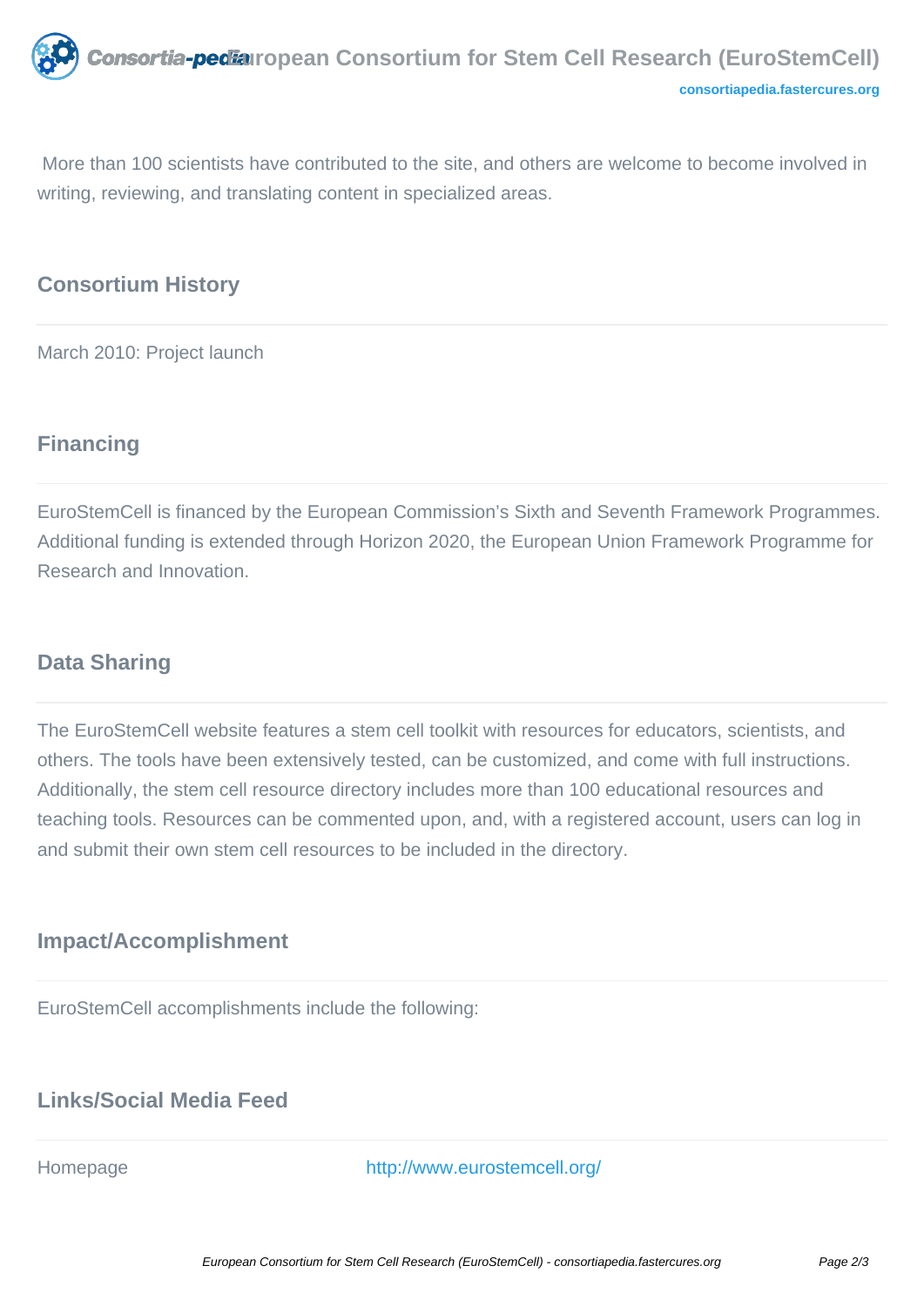More than 100 scientists have contributed to the site, and others are welcome to become involved in writing, reviewing, and translating content in specialized areas.

## Consortium History

March 2010: Project launch

## Financing

EuroStemCell is financed by the European Commission's Sixth and Seventh Framework Programmes. Additional funding is extended through Horizon 2020, the European Union Framework Programme for Research and Innovation.

## Data Sharing

The EuroStemCell website features a stem cell toolkit with resources for educators, scientists, and others. The tools have been extensively tested, can be customized, and come with full instructions. Additionally, the stem cell resource directory includes more than 100 educational resources and teaching tools. Resources can be commented upon, and, with a registered account, users can log in and submit their own stem cell resources to be included in the directory.

## Impact/Accomplishment

EuroStemCell accomplishments include the following:

## Links/Social Media Feed

| | |
|---|---|
| Homepage | http://www.eurostemcell.org/ |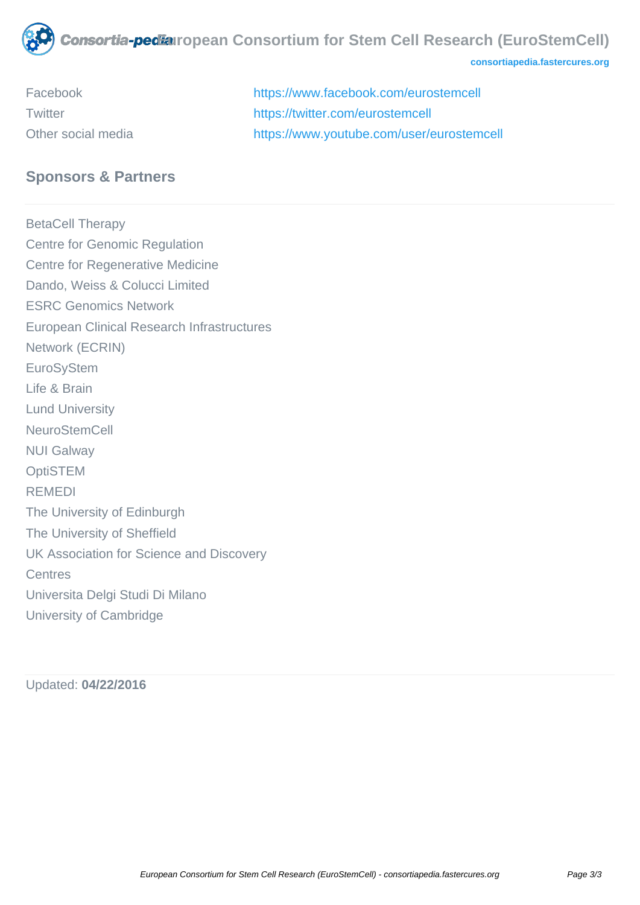| | |
|---|---|
| Facebook | https://www.facebook.com/eurostemcell |
| Twitter | https://twitter.com/eurostemcell |
| Other social media | https://www.youtube.com/user/eurostemcell |

## Sponsors & Partners

BetaCell Therapy
Centre for Genomic Regulation
Centre for Regenerative Medicine
Dando, Weiss & Colucci Limited
ESRC Genomics Network
European Clinical Research Infrastructures Network (ECRIN)
EuroSyStem
Life & Brain
Lund University
NeuroStemCell
NUI Galway
OptiSTEM
REMEDI
The University of Edinburgh
The University of Sheffield
UK Association for Science and Discovery Centres
Universita Delgi Studi Di Milano
University of Cambridge

Updated: **04/22/2016**